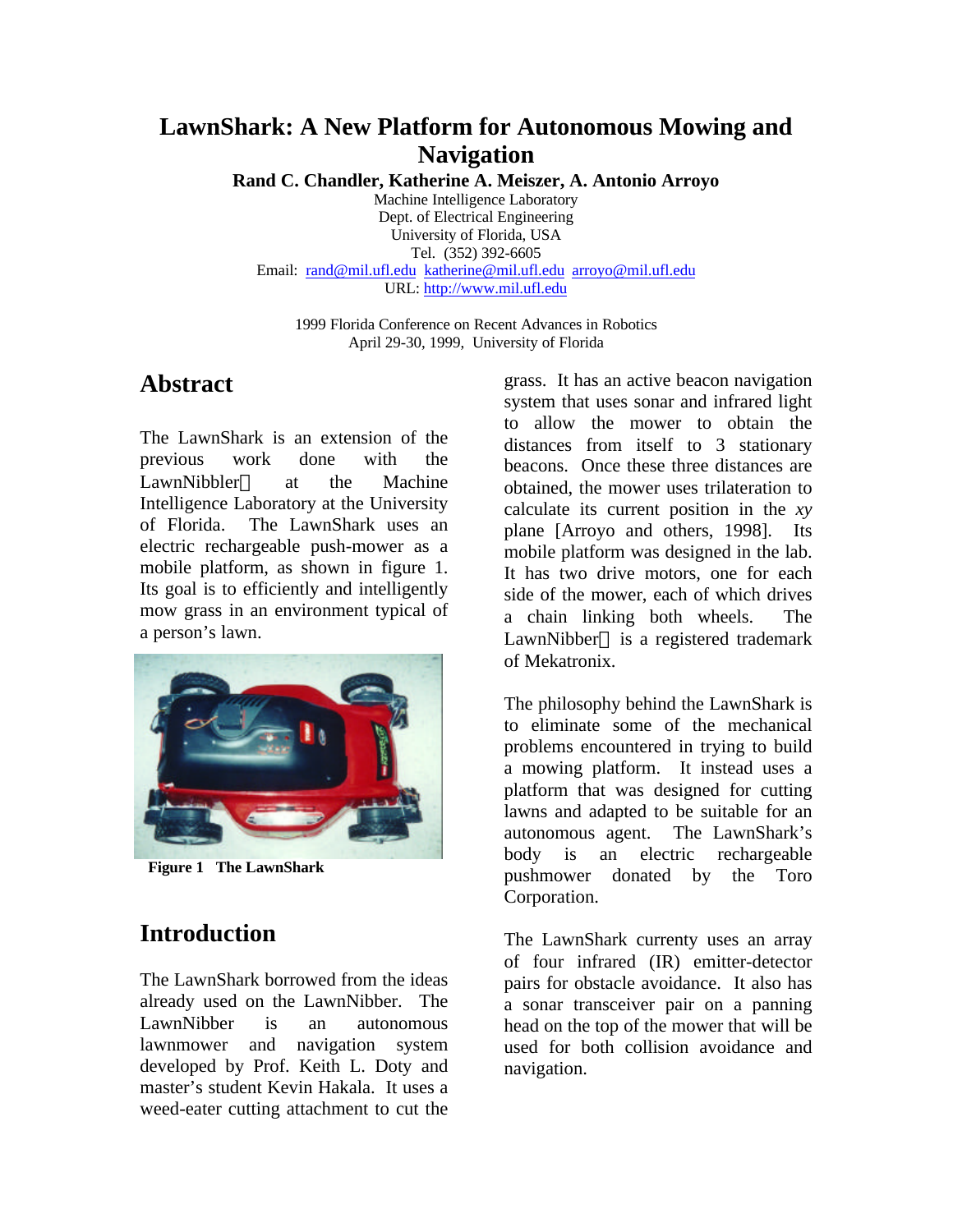# LawnShark: A New Platform for Autonomous Mowing and Navigation

**Rand C. Chandler, Katherine A. Meiszer, A. Antonio Arroyo**

Machine Intelligence Laboratory
Dept. of Electrical Engineering
University of Florida, USA
Tel. (352) 392-6605
Email: rand@mil.ufl.edu katherine@mil.ufl.edu arroyo@mil.ufl.edu
URL: http://www.mil.ufl.edu

1999 Florida Conference on Recent Advances in Robotics
April 29-30, 1999, University of Florida

## Abstract

The LawnShark is an extension of the previous work done with the LawnNibbler at the Machine Intelligence Laboratory at the University of Florida. The LawnShark uses an electric rechargeable push-mower as a mobile platform, as shown in figure 1. Its goal is to efficiently and intelligently mow grass in an environment typical of a person's lawn.

**Figure 1 The LawnShark**

## Introduction

The LawnShark borrowed from the ideas already used on the LawnNibber. The LawnNibber is an autonomous lawnmower and navigation system developed by Prof. Keith L. Doty and master's student Kevin Hakala. It uses a weed-eater cutting attachment to cut the grass. It has an active beacon navigation system that uses sonar and infrared light to allow the mower to obtain the distances from itself to 3 stationary beacons. Once these three distances are obtained, the mower uses trilateration to calculate its current position in the *xy* plane [Arroyo and others, 1998]. Its mobile platform was designed in the lab. It has two drive motors, one for each side of the mower, each of which drives a chain linking both wheels. The LawnNibber is a registered trademark of Mekatronix.

The philosophy behind the LawnShark is to eliminate some of the mechanical problems encountered in trying to build a mowing platform. It instead uses a platform that was designed for cutting lawns and adapted to be suitable for an autonomous agent. The LawnShark's body is an electric rechargeable pushmower donated by the Toro Corporation.

The LawnShark currenty uses an array of four infrared (IR) emitter-detector pairs for obstacle avoidance. It also has a sonar transceiver pair on a panning head on the top of the mower that will be used for both collision avoidance and navigation.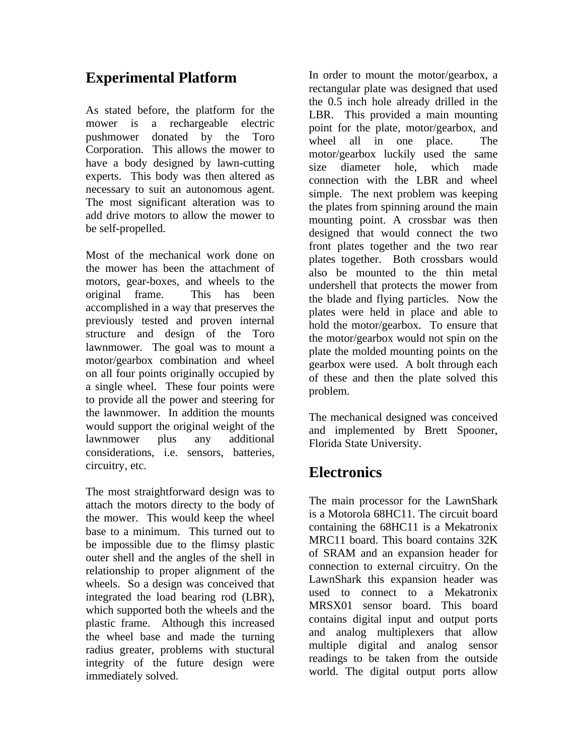## Experimental Platform

As stated before, the platform for the mower is a rechargeable electric pushmower donated by the Toro Corporation. This allows the mower to have a body designed by lawn-cutting experts. This body was then altered as necessary to suit an autonomous agent. The most significant alteration was to add drive motors to allow the mower to be self-propelled.

Most of the mechanical work done on the mower has been the attachment of motors, gear-boxes, and wheels to the original frame. This has been accomplished in a way that preserves the previously tested and proven internal structure and design of the Toro lawnmower. The goal was to mount a motor/gearbox combination and wheel on all four points originally occupied by a single wheel. These four points were to provide all the power and steering for the lawnmower. In addition the mounts would support the original weight of the lawnmower plus any additional considerations, i.e. sensors, batteries, circuitry, etc.

The most straightforward design was to attach the motors directy to the body of the mower. This would keep the wheel base to a minimum. This turned out to be impossible due to the flimsy plastic outer shell and the angles of the shell in relationship to proper alignment of the wheels. So a design was conceived that integrated the load bearing rod (LBR), which supported both the wheels and the plastic frame. Although this increased the wheel base and made the turning radius greater, problems with stuctural integrity of the future design were immediately solved.

In order to mount the motor/gearbox, a rectangular plate was designed that used the 0.5 inch hole already drilled in the LBR. This provided a main mounting point for the plate, motor/gearbox, and wheel all in one place. The motor/gearbox luckily used the same size diameter hole, which made connection with the LBR and wheel simple. The next problem was keeping the plates from spinning around the main mounting point. A crossbar was then designed that would connect the two front plates together and the two rear plates together. Both crossbars would also be mounted to the thin metal undershell that protects the mower from the blade and flying particles. Now the plates were held in place and able to hold the motor/gearbox. To ensure that the motor/gearbox would not spin on the plate the molded mounting points on the gearbox were used. A bolt through each of these and then the plate solved this problem.

The mechanical designed was conceived and implemented by Brett Spooner, Florida State University.

## Electronics

The main processor for the LawnShark is a Motorola 68HC11. The circuit board containing the 68HC11 is a Mekatronix MRC11 board. This board contains 32K of SRAM and an expansion header for connection to external circuitry. On the LawnShark this expansion header was used to connect to a Mekatronix MRSX01 sensor board. This board contains digital input and output ports and analog multiplexers that allow multiple digital and analog sensor readings to be taken from the outside world. The digital output ports allow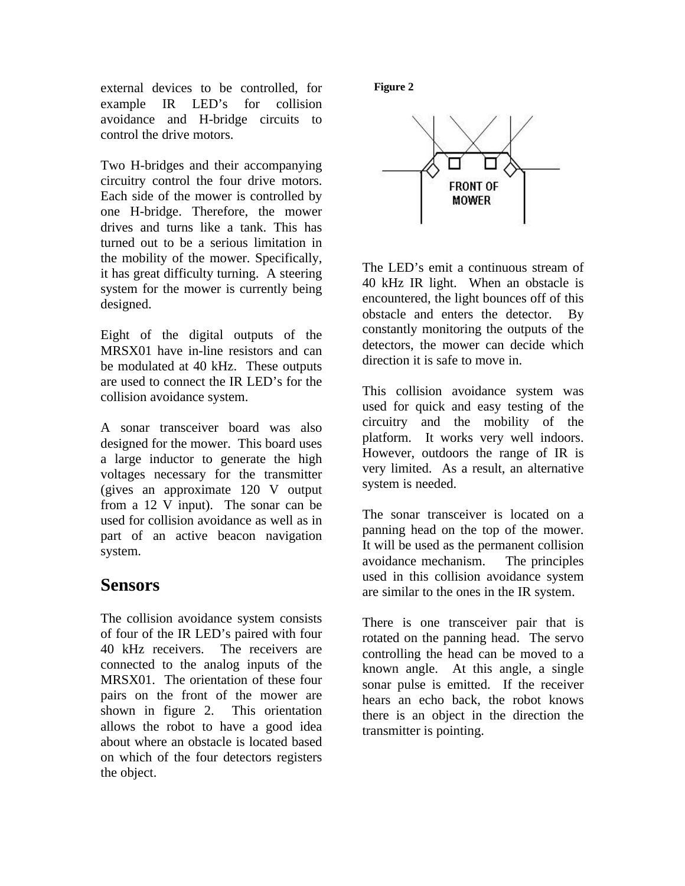external devices to be controlled, for example IR LED's for collision avoidance and H-bridge circuits to control the drive motors.

Two H-bridges and their accompanying circuitry control the four drive motors. Each side of the mower is controlled by one H-bridge. Therefore, the mower drives and turns like a tank. This has turned out to be a serious limitation in the mobility of the mower. Specifically, it has great difficulty turning. A steering system for the mower is currently being designed.

Eight of the digital outputs of the MRSX01 have in-line resistors and can be modulated at 40 kHz. These outputs are used to connect the IR LED's for the collision avoidance system.

A sonar transceiver board was also designed for the mower. This board uses a large inductor to generate the high voltages necessary for the transmitter (gives an approximate 120 V output from a 12 V input). The sonar can be used for collision avoidance as well as in part of an active beacon navigation system.

## Sensors

The collision avoidance system consists of four of the IR LED's paired with four 40 kHz receivers. The receivers are connected to the analog inputs of the MRSX01. The orientation of these four pairs on the front of the mower are shown in figure 2. This orientation allows the robot to have a good idea about where an obstacle is located based on which of the four detectors registers the object.

**Figure 2**

FRONT OF MOWER

The LED's emit a continuous stream of 40 kHz IR light. When an obstacle is encountered, the light bounces off of this obstacle and enters the detector. By constantly monitoring the outputs of the detectors, the mower can decide which direction it is safe to move in.

This collision avoidance system was used for quick and easy testing of the circuitry and the mobility of the platform. It works very well indoors. However, outdoors the range of IR is very limited. As a result, an alternative system is needed.

The sonar transceiver is located on a panning head on the top of the mower. It will be used as the permanent collision avoidance mechanism. The principles used in this collision avoidance system are similar to the ones in the IR system.

There is one transceiver pair that is rotated on the panning head. The servo controlling the head can be moved to a known angle. At this angle, a single sonar pulse is emitted. If the receiver hears an echo back, the robot knows there is an object in the direction the transmitter is pointing.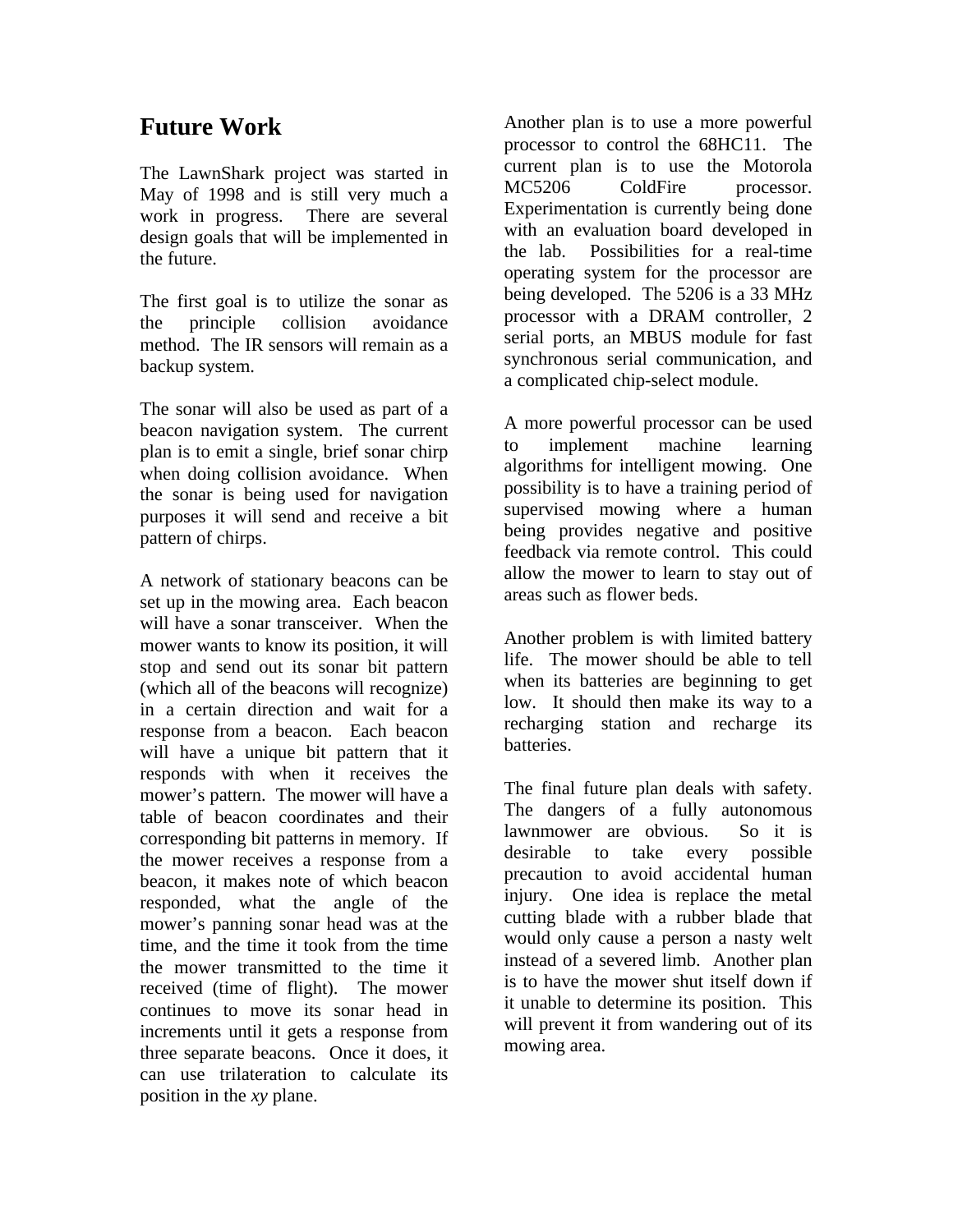## Future Work

The LawnShark project was started in May of 1998 and is still very much a work in progress. There are several design goals that will be implemented in the future.

The first goal is to utilize the sonar as the principle collision avoidance method. The IR sensors will remain as a backup system.

The sonar will also be used as part of a beacon navigation system. The current plan is to emit a single, brief sonar chirp when doing collision avoidance. When the sonar is being used for navigation purposes it will send and receive a bit pattern of chirps.

A network of stationary beacons can be set up in the mowing area. Each beacon will have a sonar transceiver. When the mower wants to know its position, it will stop and send out its sonar bit pattern (which all of the beacons will recognize) in a certain direction and wait for a response from a beacon. Each beacon will have a unique bit pattern that it responds with when it receives the mower's pattern. The mower will have a table of beacon coordinates and their corresponding bit patterns in memory. If the mower receives a response from a beacon, it makes note of which beacon responded, what the angle of the mower's panning sonar head was at the time, and the time it took from the time the mower transmitted to the time it received (time of flight). The mower continues to move its sonar head in increments until it gets a response from three separate beacons. Once it does, it can use trilateration to calculate its position in the *xy* plane.

Another plan is to use a more powerful processor to control the 68HC11. The current plan is to use the Motorola MC5206 ColdFire processor. Experimentation is currently being done with an evaluation board developed in the lab. Possibilities for a real-time operating system for the processor are being developed. The 5206 is a 33 MHz processor with a DRAM controller, 2 serial ports, an MBUS module for fast synchronous serial communication, and a complicated chip-select module.

A more powerful processor can be used to implement machine learning algorithms for intelligent mowing. One possibility is to have a training period of supervised mowing where a human being provides negative and positive feedback via remote control. This could allow the mower to learn to stay out of areas such as flower beds.

Another problem is with limited battery life. The mower should be able to tell when its batteries are beginning to get low. It should then make its way to a recharging station and recharge its batteries.

The final future plan deals with safety. The dangers of a fully autonomous lawnmower are obvious. So it is desirable to take every possible precaution to avoid accidental human injury. One idea is replace the metal cutting blade with a rubber blade that would only cause a person a nasty welt instead of a severed limb. Another plan is to have the mower shut itself down if it unable to determine its position. This will prevent it from wandering out of its mowing area.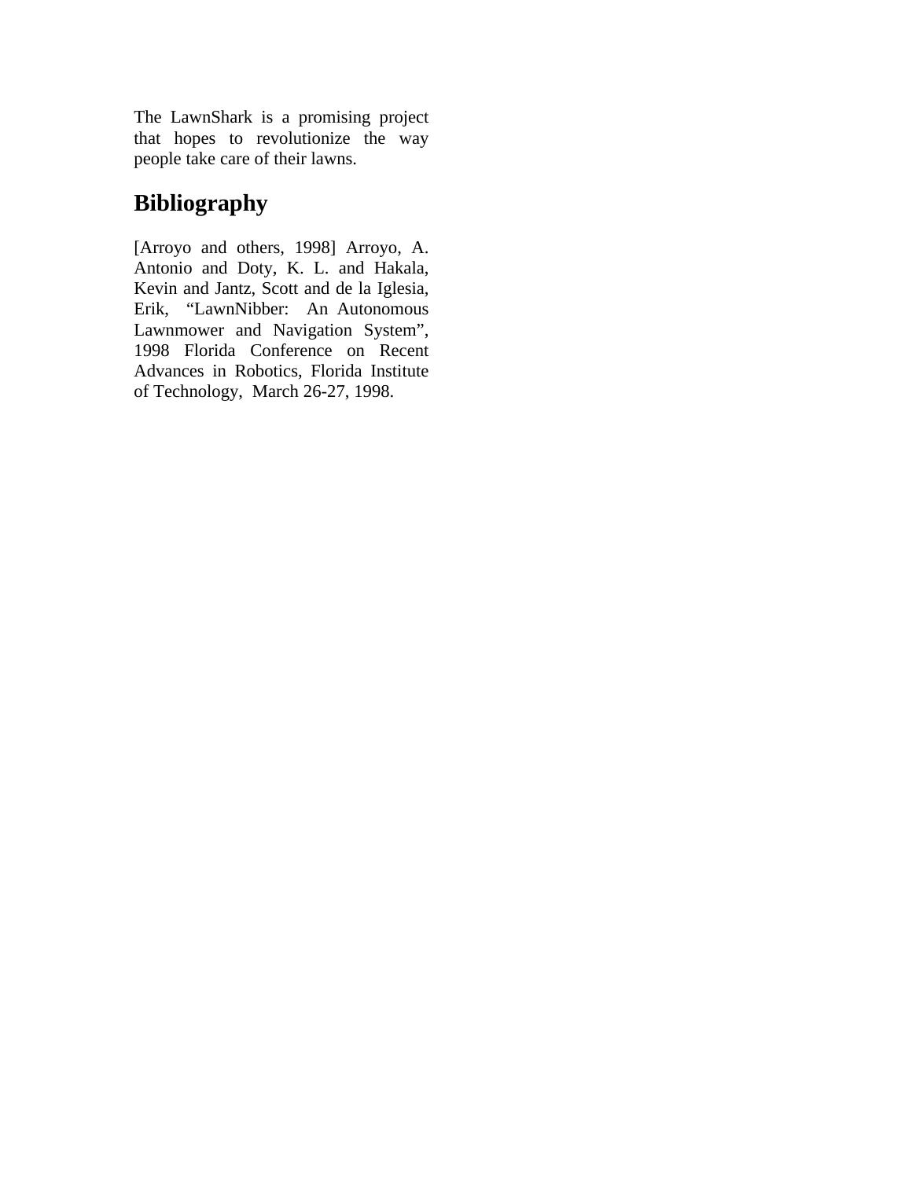The LawnShark is a promising project that hopes to revolutionize the way people take care of their lawns.

## Bibliography

[Arroyo and others, 1998] Arroyo, A. Antonio and Doty, K. L. and Hakala, Kevin and Jantz, Scott and de la Iglesia, Erik, "LawnNibber: An Autonomous Lawnmower and Navigation System", 1998 Florida Conference on Recent Advances in Robotics, Florida Institute of Technology, March 26-27, 1998.